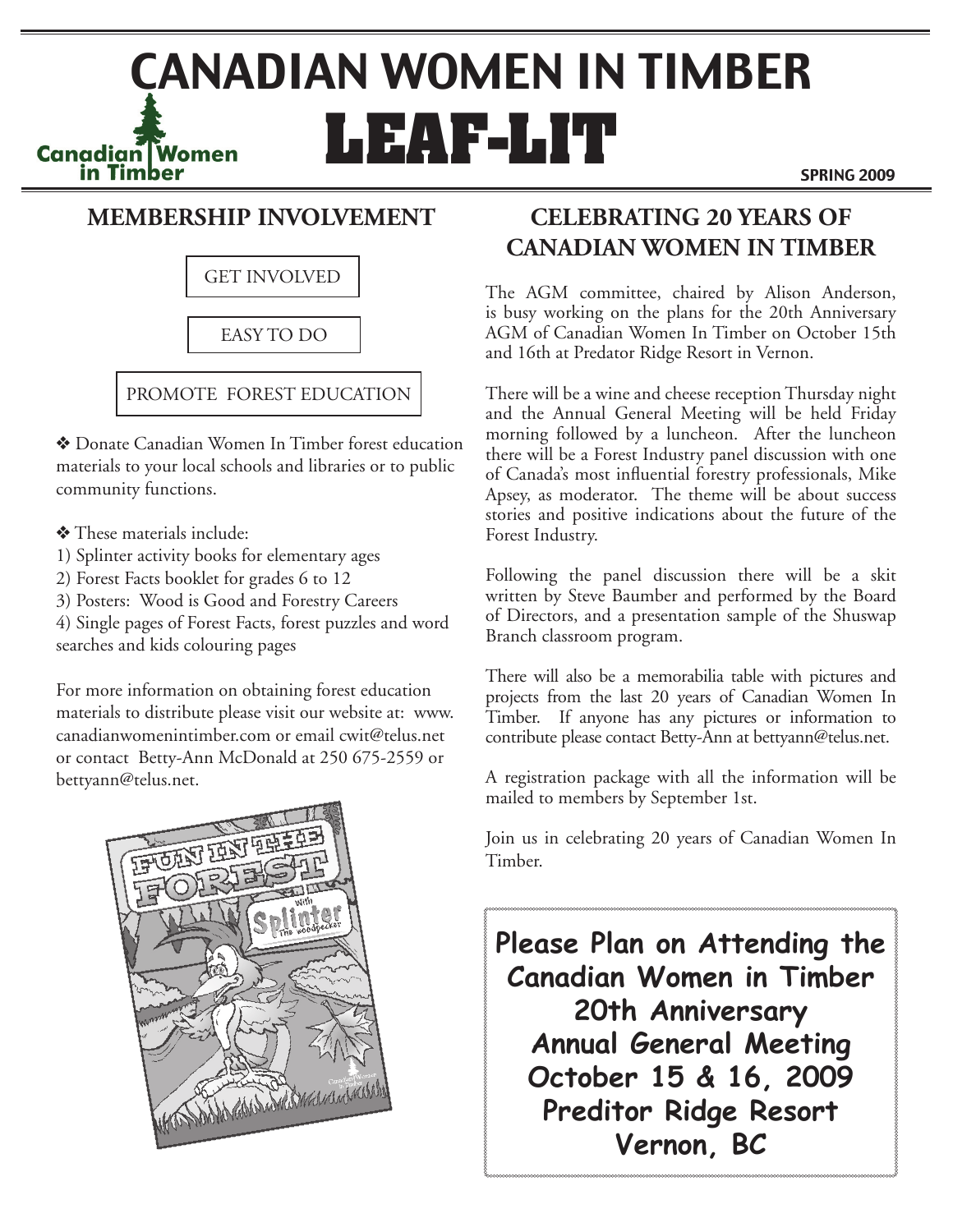# CANADIAN WOMEN IN TIMBER

# LEAF-LIT

SPRING 2009

## MEMBERSHIP INVOLVEMENT

GET INVOLVED

EASY TO DO

PROMOTE FOREST EDUCATION

❖ Donate Canadian Women In Timber forest education materials to your local schools and libraries or to public community functions.

❖ These materials include:

1) Splinter activity books for elementary ages
2) Forest Facts booklet for grades 6 to 12
3) Posters: Wood is Good and Forestry Careers
4) Single pages of Forest Facts, forest puzzles and word searches and kids colouring pages

For more information on obtaining forest education materials to distribute please visit our website at: www.canadianwomenintimber.com or email cwit@telus.net or contact Betty-Ann McDonald at 250 675-2559 or bettyann@telus.net.

## CELEBRATING 20 YEARS OF CANADIAN WOMEN IN TIMBER

The AGM committee, chaired by Alison Anderson, is busy working on the plans for the 20th Anniversary AGM of Canadian Women In Timber on October 15th and 16th at Predator Ridge Resort in Vernon.

There will be a wine and cheese reception Thursday night and the Annual General Meeting will be held Friday morning followed by a luncheon. After the luncheon there will be a Forest Industry panel discussion with one of Canada's most influential forestry professionals, Mike Apsey, as moderator. The theme will be about success stories and positive indications about the future of the Forest Industry.

Following the panel discussion there will be a skit written by Steve Baumber and performed by the Board of Directors, and a presentation sample of the Shuswap Branch classroom program.

There will also be a memorabilia table with pictures and projects from the last 20 years of Canadian Women In Timber. If anyone has any pictures or information to contribute please contact Betty-Ann at bettyann@telus.net.

A registration package with all the information will be mailed to members by September 1st.

Join us in celebrating 20 years of Canadian Women In Timber.

**Please Plan on Attending the Canadian Women in Timber 20th Anniversary Annual General Meeting October 15 & 16, 2009 Preditor Ridge Resort Vernon, BC**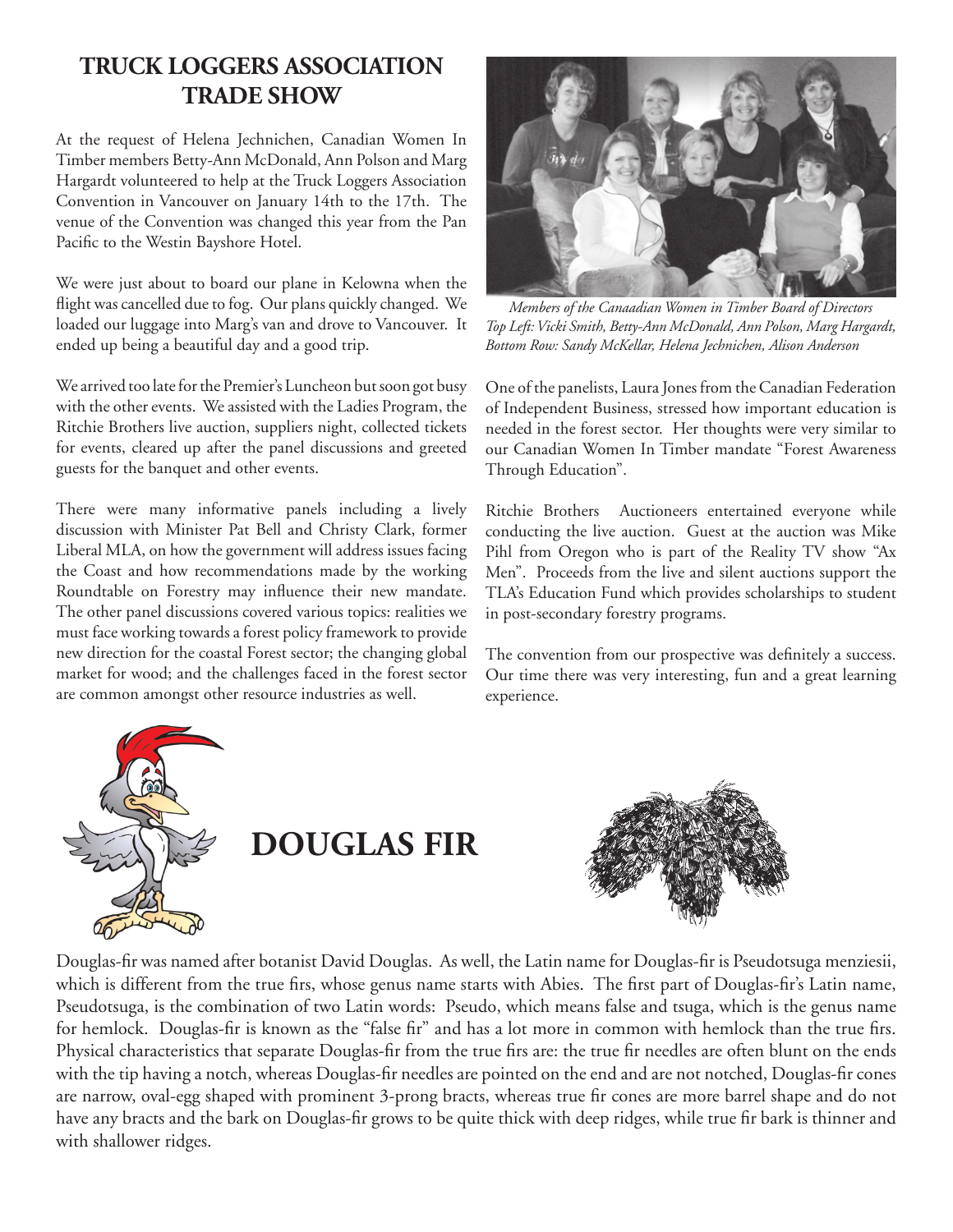## TRUCK LOGGERS ASSOCIATION TRADE SHOW

At the request of Helena Jechnichen, Canadian Women In Timber members Betty-Ann McDonald, Ann Polson and Marg Hargardt volunteered to help at the Truck Loggers Association Convention in Vancouver on January 14th to the 17th. The venue of the Convention was changed this year from the Pan Pacific to the Westin Bayshore Hotel.

We were just about to board our plane in Kelowna when the flight was cancelled due to fog. Our plans quickly changed. We loaded our luggage into Marg's van and drove to Vancouver. It ended up being a beautiful day and a good trip.

We arrived too late for the Premier's Luncheon but soon got busy with the other events. We assisted with the Ladies Program, the Ritchie Brothers live auction, suppliers night, collected tickets for events, cleared up after the panel discussions and greeted guests for the banquet and other events.

There were many informative panels including a lively discussion with Minister Pat Bell and Christy Clark, former Liberal MLA, on how the government will address issues facing the Coast and how recommendations made by the working Roundtable on Forestry may influence their new mandate. The other panel discussions covered various topics: realities we must face working towards a forest policy framework to provide new direction for the coastal Forest sector; the changing global market for wood; and the challenges faced in the forest sector are common amongst other resource industries as well.

*Members of the Canaadian Women in Timber Board of Directors*
*Top Left: Vicki Smith, Betty-Ann McDonald, Ann Polson, Marg Hargardt, Bottom Row: Sandy McKellar, Helena Jechnichen, Alison Anderson*

One of the panelists, Laura Jones from the Canadian Federation of Independent Business, stressed how important education is needed in the forest sector. Her thoughts were very similar to our Canadian Women In Timber mandate "Forest Awareness Through Education".

Ritchie Brothers Auctioneers entertained everyone while conducting the live auction. Guest at the auction was Mike Pihl from Oregon who is part of the Reality TV show "Ax Men". Proceeds from the live and silent auctions support the TLA's Education Fund which provides scholarships to student in post-secondary forestry programs.

The convention from our prospective was definitely a success. Our time there was very interesting, fun and a great learning experience.

## DOUGLAS FIR

Douglas-fir was named after botanist David Douglas. As well, the Latin name for Douglas-fir is Pseudotsuga menziesii, which is different from the true firs, whose genus name starts with Abies. The first part of Douglas-fir's Latin name, Pseudotsuga, is the combination of two Latin words: Pseudo, which means false and tsuga, which is the genus name for hemlock. Douglas-fir is known as the "false fir" and has a lot more in common with hemlock than the true firs. Physical characteristics that separate Douglas-fir from the true firs are: the true fir needles are often blunt on the ends with the tip having a notch, whereas Douglas-fir needles are pointed on the end and are not notched, Douglas-fir cones are narrow, oval-egg shaped with prominent 3-prong bracts, whereas true fir cones are more barrel shape and do not have any bracts and the bark on Douglas-fir grows to be quite thick with deep ridges, while true fir bark is thinner and with shallower ridges.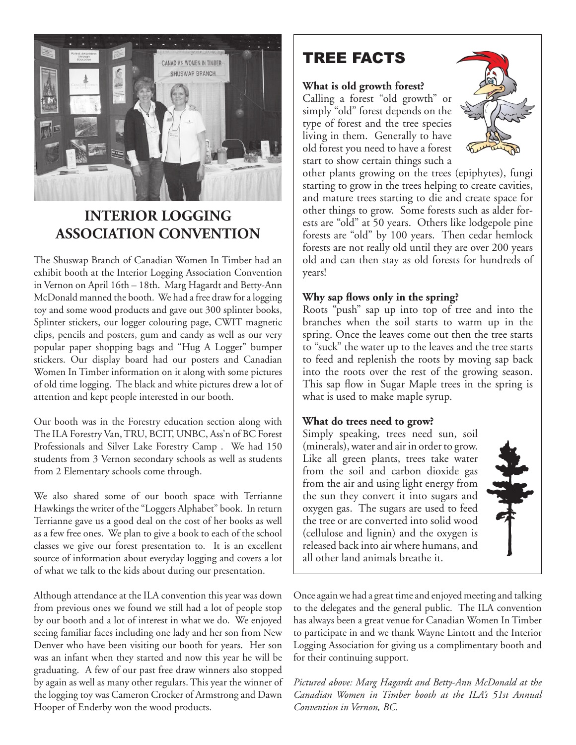## INTERIOR LOGGING ASSOCIATION CONVENTION

The Shuswap Branch of Canadian Women In Timber had an exhibit booth at the Interior Logging Association Convention in Vernon on April 16th – 18th. Marg Hagardt and Betty-Ann McDonald manned the booth. We had a free draw for a logging toy and some wood products and gave out 300 splinter books, Splinter stickers, our logger colouring page, CWIT magnetic clips, pencils and posters, gum and candy as well as our very popular paper shopping bags and "Hug A Logger" bumper stickers. Our display board had our posters and Canadian Women In Timber information on it along with some pictures of old time logging. The black and white pictures drew a lot of attention and kept people interested in our booth.

Our booth was in the Forestry education section along with The ILA Forestry Van, TRU, BCIT, UNBC, Ass'n of BC Forest Professionals and Silver Lake Forestry Camp . We had 150 students from 3 Vernon secondary schools as well as students from 2 Elementary schools come through.

We also shared some of our booth space with Terrianne Hawkings the writer of the "Loggers Alphabet" book. In return Terrianne gave us a good deal on the cost of her books as well as a few free ones. We plan to give a book to each of the school classes we give our forest presentation to. It is an excellent source of information about everyday logging and covers a lot of what we talk to the kids about during our presentation.

Although attendance at the ILA convention this year was down from previous ones we found we still had a lot of people stop by our booth and a lot of interest in what we do. We enjoyed seeing familiar faces including one lady and her son from New Denver who have been visiting our booth for years. Her son was an infant when they started and now this year he will be graduating. A few of our past free draw winners also stopped by again as well as many other regulars. This year the winner of the logging toy was Cameron Crocker of Armstrong and Dawn Hooper of Enderby won the wood products.

Once again we had a great time and enjoyed meeting and talking to the delegates and the general public. The ILA convention has always been a great venue for Canadian Women In Timber to participate in and we thank Wayne Lintott and the Interior Logging Association for giving us a complimentary booth and for their continuing support.

*Pictured above: Marg Hagardt and Betty-Ann McDonald at the Canadian Women in Timber booth at the ILA's 51st Annual Convention in Vernon, BC.*

## TREE FACTS

**What is old growth forest?**

Calling a forest "old growth" or simply "old" forest depends on the type of forest and the tree species living in them. Generally to have old forest you need to have a forest start to show certain things such a other plants growing on the trees (epiphytes), fungi starting to grow in the trees helping to create cavities, and mature trees starting to die and create space for other things to grow. Some forests such as alder forests are "old" at 50 years. Others like lodgepole pine forests are "old" by 100 years. Then cedar hemlock forests are not really old until they are over 200 years old and can then stay as old forests for hundreds of years!

**Why sap flows only in the spring?**

Roots "push" sap up into top of tree and into the branches when the soil starts to warm up in the spring. Once the leaves come out then the tree starts to "suck" the water up to the leaves and the tree starts to feed and replenish the roots by moving sap back into the roots over the rest of the growing season. This sap flow in Sugar Maple trees in the spring is what is used to make maple syrup.

**What do trees need to grow?**

Simply speaking, trees need sun, soil (minerals), water and air in order to grow. Like all green plants, trees take water from the soil and carbon dioxide gas from the air and using light energy from the sun they convert it into sugars and oxygen gas. The sugars are used to feed the tree or are converted into solid wood (cellulose and lignin) and the oxygen is released back into air where humans, and all other land animals breathe it.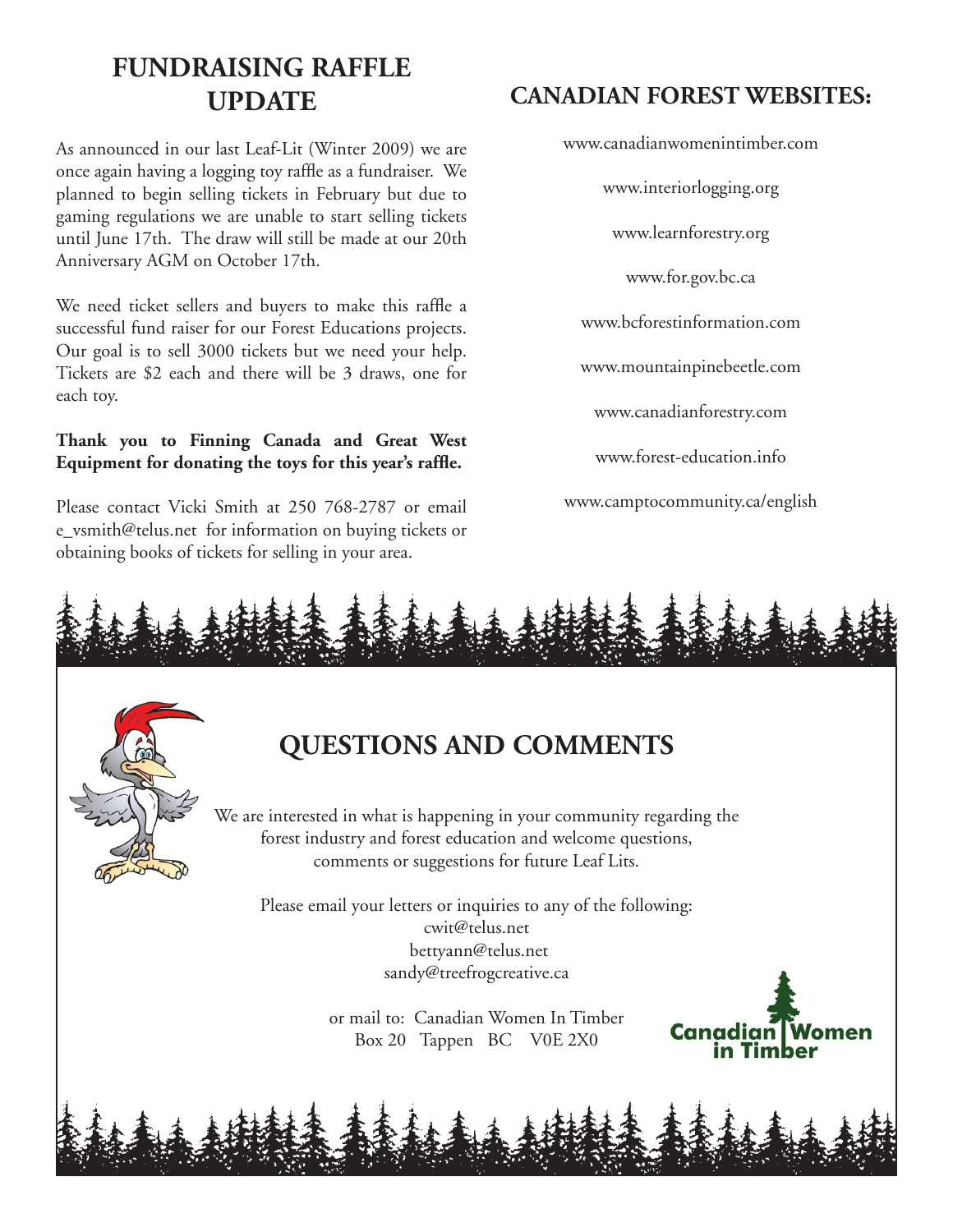## FUNDRAISING RAFFLE UPDATE

As announced in our last Leaf-Lit (Winter 2009) we are once again having a logging toy raffle as a fundraiser. We planned to begin selling tickets in February but due to gaming regulations we are unable to start selling tickets until June 17th. The draw will still be made at our 20th Anniversary AGM on October 17th.

We need ticket sellers and buyers to make this raffle a successful fund raiser for our Forest Educations projects. Our goal is to sell 3000 tickets but we need your help. Tickets are $2 each and there will be 3 draws, one for each toy.

**Thank you to Finning Canada and Great West Equipment for donating the toys for this year's raffle.**

Please contact Vicki Smith at 250 768-2787 or email e_vsmith@telus.net for information on buying tickets or obtaining books of tickets for selling in your area.

## CANADIAN FOREST WEBSITES:

www.canadianwomenintimber.com

www.interiorlogging.org

www.learnforestry.org

www.for.gov.bc.ca

www.bcforestinformation.com

www.mountainpinebeetle.com

www.canadianforestry.com

www.forest-education.info

www.camptocommunity.ca/english

## QUESTIONS AND COMMENTS

We are interested in what is happening in your community regarding the forest industry and forest education and welcome questions, comments or suggestions for future Leaf Lits.

Please email your letters or inquiries to any of the following:
cwit@telus.net
bettyann@telus.net
sandy@treefrogcreative.ca

or mail to: Canadian Women In Timber
Box 20 Tappen BC V0E 2X0

Canadian Women in Timber